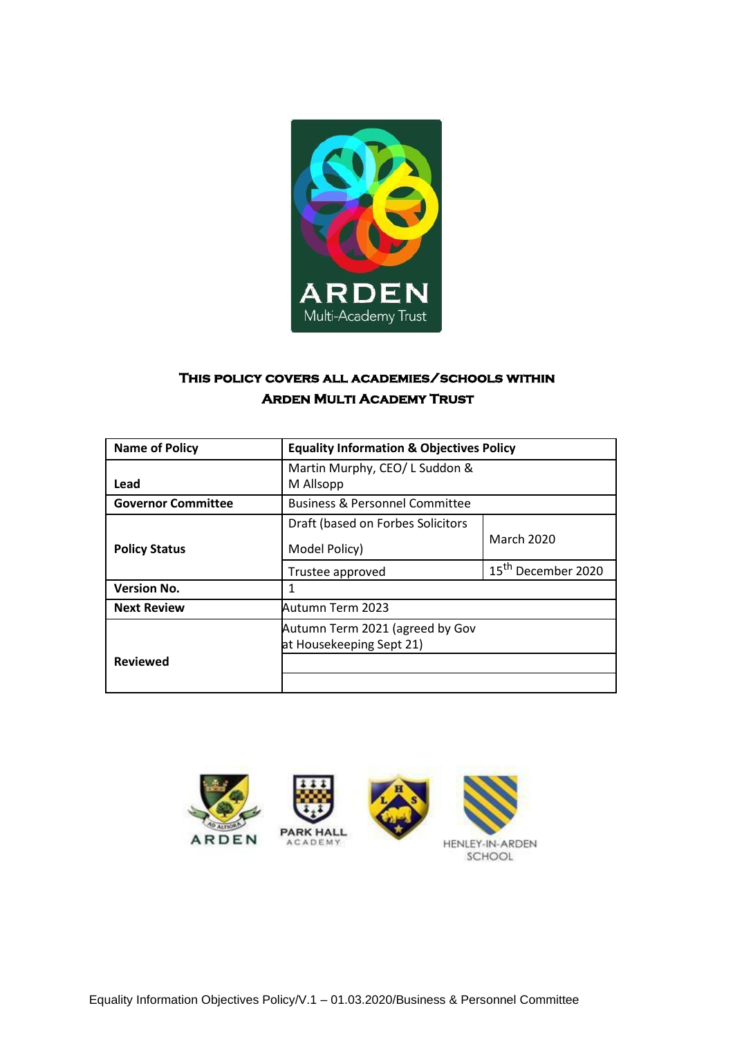ARDEN
Multi-Academy Trust

**This policy covers all academies/schools within Arden Multi Academy Trust**

| Name of Policy | Equality Information & Objectives Policy | |
|---|---|---|
| Lead | Martin Murphy, CEO/ L Suddon & M Allsopp | |
| Governor Committee | Business & Personnel Committee | |
| Policy Status | Draft (based on Forbes Solicitors Model Policy) | March 2020 |
| | Trustee approved | 15th December 2020 |
| Version No. | 1 | |
| Next Review | Autumn Term 2023 | |
| Reviewed | Autumn Term 2021 (agreed by Gov at Housekeeping Sept 21) | |
| | | |
| | | |

ARDEN PARK HALL ACADEMY HENLEY-IN-ARDEN SCHOOL

Equality Information Objectives Policy/V.1 – 01.03.2020/Business & Personnel Committee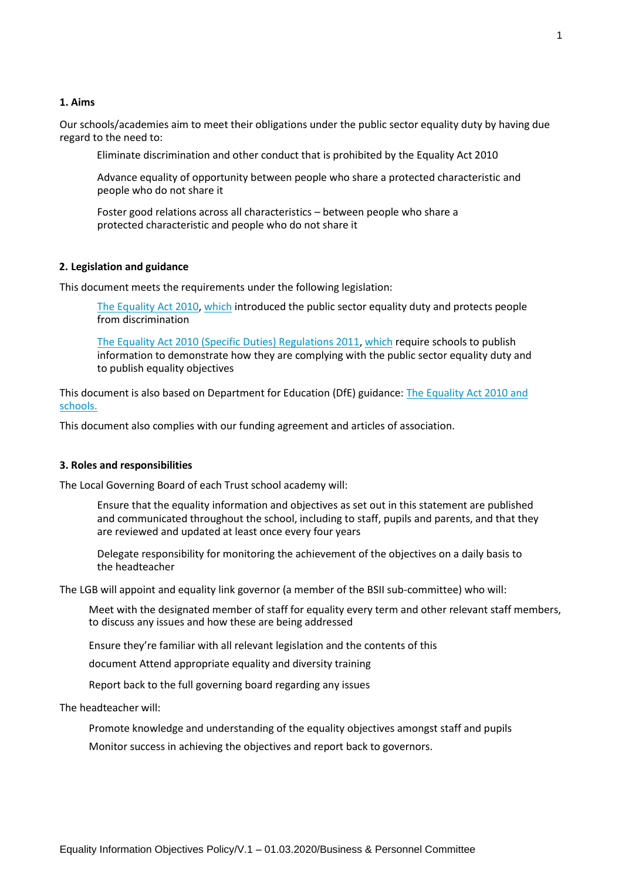## 1. Aims

Our schools/academies aim to meet their obligations under the public sector equality duty by having due regard to the need to:

- Eliminate discrimination and other conduct that is prohibited by the Equality Act 2010
- Advance equality of opportunity between people who share a protected characteristic and people who do not share it
- Foster good relations across all characteristics – between people who share a protected characteristic and people who do not share it

## 2. Legislation and guidance

This document meets the requirements under the following legislation:

- The Equality Act 2010, which introduced the public sector equality duty and protects people from discrimination
- The Equality Act 2010 (Specific Duties) Regulations 2011, which require schools to publish information to demonstrate how they are complying with the public sector equality duty and to publish equality objectives

This document is also based on Department for Education (DfE) guidance: The Equality Act 2010 and schools.

This document also complies with our funding agreement and articles of association.

## 3. Roles and responsibilities

The Local Governing Board of each Trust school academy will:

- Ensure that the equality information and objectives as set out in this statement are published and communicated throughout the school, including to staff, pupils and parents, and that they are reviewed and updated at least once every four years
- Delegate responsibility for monitoring the achievement of the objectives on a daily basis to the headteacher

The LGB will appoint and equality link governor (a member of the BSII sub-committee) who will:

- Meet with the designated member of staff for equality every term and other relevant staff members, to discuss any issues and how these are being addressed
- Ensure they're familiar with all relevant legislation and the contents of this document
- Attend appropriate equality and diversity training
- Report back to the full governing board regarding any issues

The headteacher will:

- Promote knowledge and understanding of the equality objectives amongst staff and pupils
- Monitor success in achieving the objectives and report back to governors.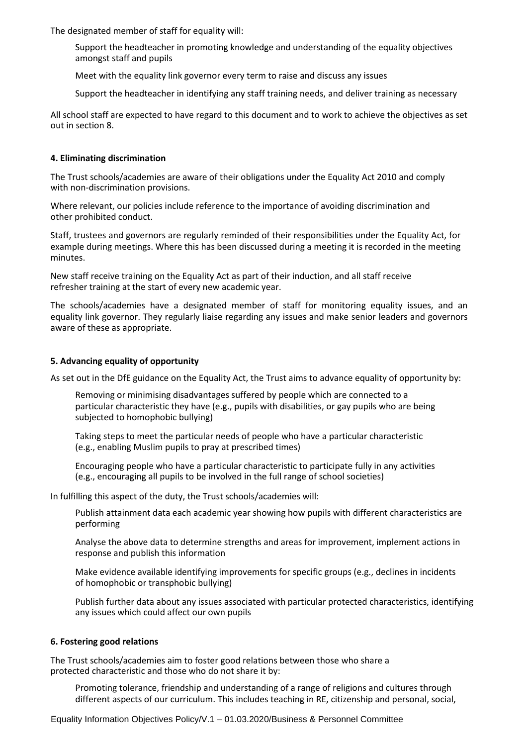The designated member of staff for equality will:

- Support the headteacher in promoting knowledge and understanding of the equality objectives amongst staff and pupils
- Meet with the equality link governor every term to raise and discuss any issues
- Support the headteacher in identifying any staff training needs, and deliver training as necessary

All school staff are expected to have regard to this document and to work to achieve the objectives as set out in section 8.

## 4. Eliminating discrimination

The Trust schools/academies are aware of their obligations under the Equality Act 2010 and comply with non-discrimination provisions.

Where relevant, our policies include reference to the importance of avoiding discrimination and other prohibited conduct.

Staff, trustees and governors are regularly reminded of their responsibilities under the Equality Act, for example during meetings. Where this has been discussed during a meeting it is recorded in the meeting minutes.

New staff receive training on the Equality Act as part of their induction, and all staff receive refresher training at the start of every new academic year.

The schools/academies have a designated member of staff for monitoring equality issues, and an equality link governor. They regularly liaise regarding any issues and make senior leaders and governors aware of these as appropriate.

## 5. Advancing equality of opportunity

As set out in the DfE guidance on the Equality Act, the Trust aims to advance equality of opportunity by:

- Removing or minimising disadvantages suffered by people which are connected to a particular characteristic they have (e.g., pupils with disabilities, or gay pupils who are being subjected to homophobic bullying)
- Taking steps to meet the particular needs of people who have a particular characteristic (e.g., enabling Muslim pupils to pray at prescribed times)
- Encouraging people who have a particular characteristic to participate fully in any activities (e.g., encouraging all pupils to be involved in the full range of school societies)

In fulfilling this aspect of the duty, the Trust schools/academies will:

- Publish attainment data each academic year showing how pupils with different characteristics are performing
- Analyse the above data to determine strengths and areas for improvement, implement actions in response and publish this information
- Make evidence available identifying improvements for specific groups (e.g., declines in incidents of homophobic or transphobic bullying)
- Publish further data about any issues associated with particular protected characteristics, identifying any issues which could affect our own pupils

## 6. Fostering good relations

The Trust schools/academies aim to foster good relations between those who share a protected characteristic and those who do not share it by:

- Promoting tolerance, friendship and understanding of a range of religions and cultures through different aspects of our curriculum. This includes teaching in RE, citizenship and personal, social,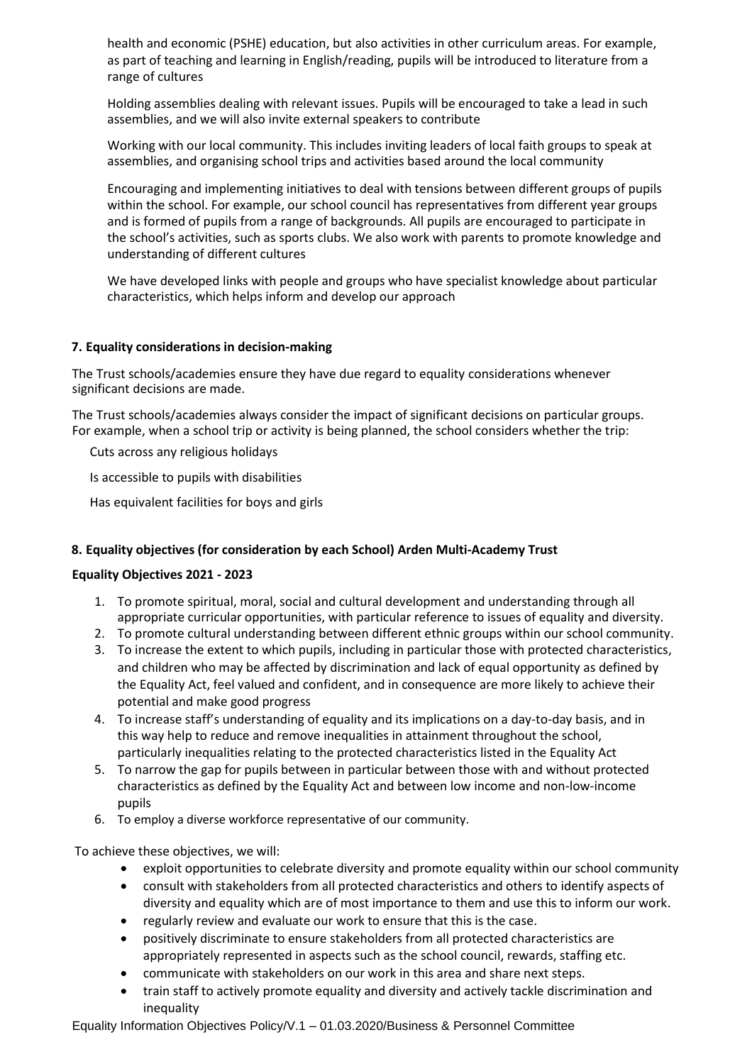health and economic (PSHE) education, but also activities in other curriculum areas. For example, as part of teaching and learning in English/reading, pupils will be introduced to literature from a range of cultures

Holding assemblies dealing with relevant issues. Pupils will be encouraged to take a lead in such assemblies, and we will also invite external speakers to contribute

Working with our local community. This includes inviting leaders of local faith groups to speak at assemblies, and organising school trips and activities based around the local community

Encouraging and implementing initiatives to deal with tensions between different groups of pupils within the school. For example, our school council has representatives from different year groups and is formed of pupils from a range of backgrounds. All pupils are encouraged to participate in the school's activities, such as sports clubs. We also work with parents to promote knowledge and understanding of different cultures

We have developed links with people and groups who have specialist knowledge about particular characteristics, which helps inform and develop our approach

### 7. Equality considerations in decision-making

The Trust schools/academies ensure they have due regard to equality considerations whenever significant decisions are made.

The Trust schools/academies always consider the impact of significant decisions on particular groups. For example, when a school trip or activity is being planned, the school considers whether the trip:

Cuts across any religious holidays

Is accessible to pupils with disabilities

Has equivalent facilities for boys and girls

### 8. Equality objectives (for consideration by each School) Arden Multi-Academy Trust

**Equality Objectives 2021 - 2023**

1. To promote spiritual, moral, social and cultural development and understanding through all appropriate curricular opportunities, with particular reference to issues of equality and diversity.
2. To promote cultural understanding between different ethnic groups within our school community.
3. To increase the extent to which pupils, including in particular those with protected characteristics, and children who may be affected by discrimination and lack of equal opportunity as defined by the Equality Act, feel valued and confident, and in consequence are more likely to achieve their potential and make good progress
4. To increase staff's understanding of equality and its implications on a day-to-day basis, and in this way help to reduce and remove inequalities in attainment throughout the school, particularly inequalities relating to the protected characteristics listed in the Equality Act
5. To narrow the gap for pupils between in particular between those with and without protected characteristics as defined by the Equality Act and between low income and non-low-income pupils
6. To employ a diverse workforce representative of our community.

To achieve these objectives, we will:

- exploit opportunities to celebrate diversity and promote equality within our school community
- consult with stakeholders from all protected characteristics and others to identify aspects of diversity and equality which are of most importance to them and use this to inform our work.
- regularly review and evaluate our work to ensure that this is the case.
- positively discriminate to ensure stakeholders from all protected characteristics are appropriately represented in aspects such as the school council, rewards, staffing etc.
- communicate with stakeholders on our work in this area and share next steps.
- train staff to actively promote equality and diversity and actively tackle discrimination and inequality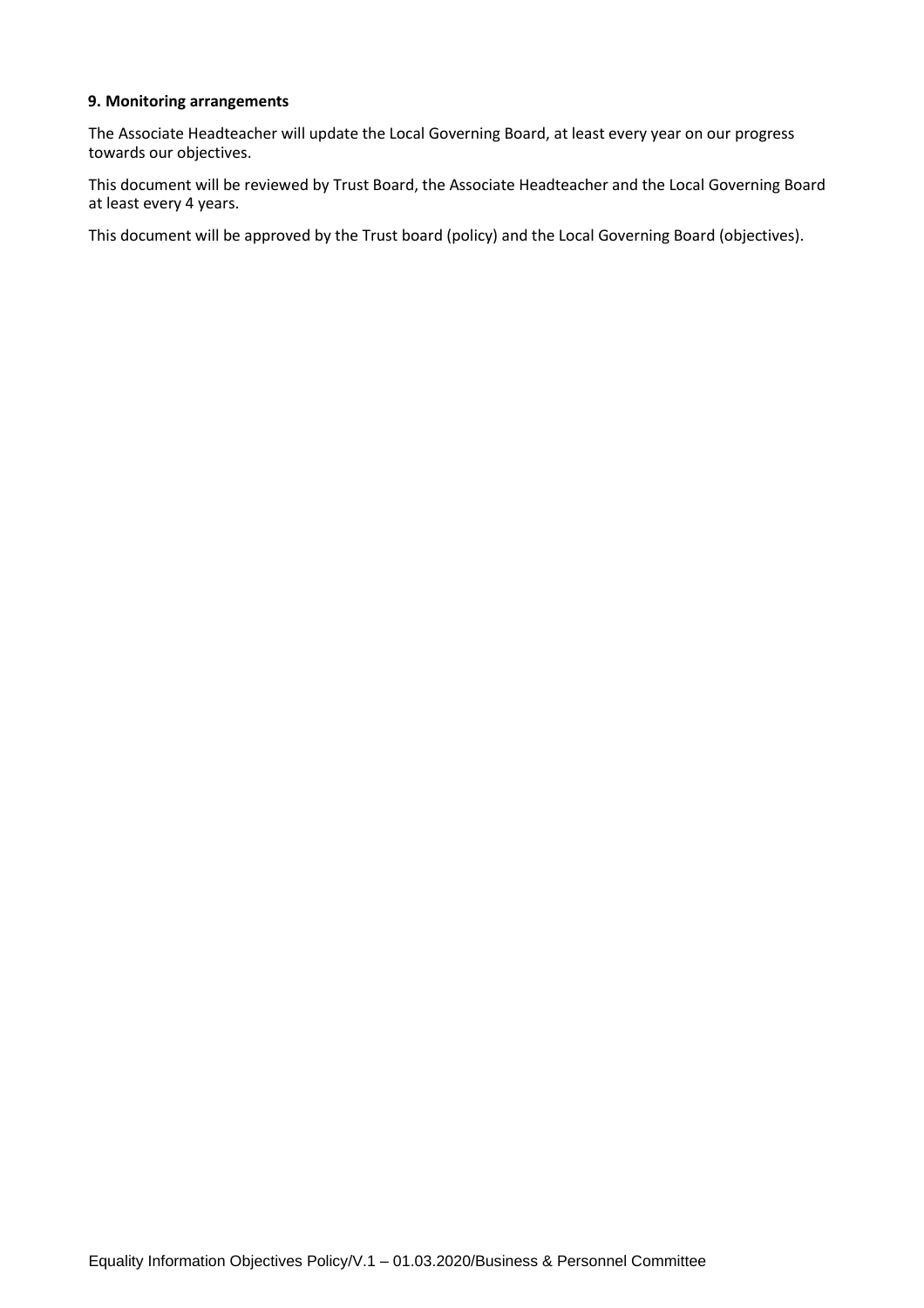### 9. Monitoring arrangements

The Associate Headteacher will update the Local Governing Board, at least every year on our progress towards our objectives.

This document will be reviewed by Trust Board, the Associate Headteacher and the Local Governing Board at least every 4 years.

This document will be approved by the Trust board (policy) and the Local Governing Board (objectives).